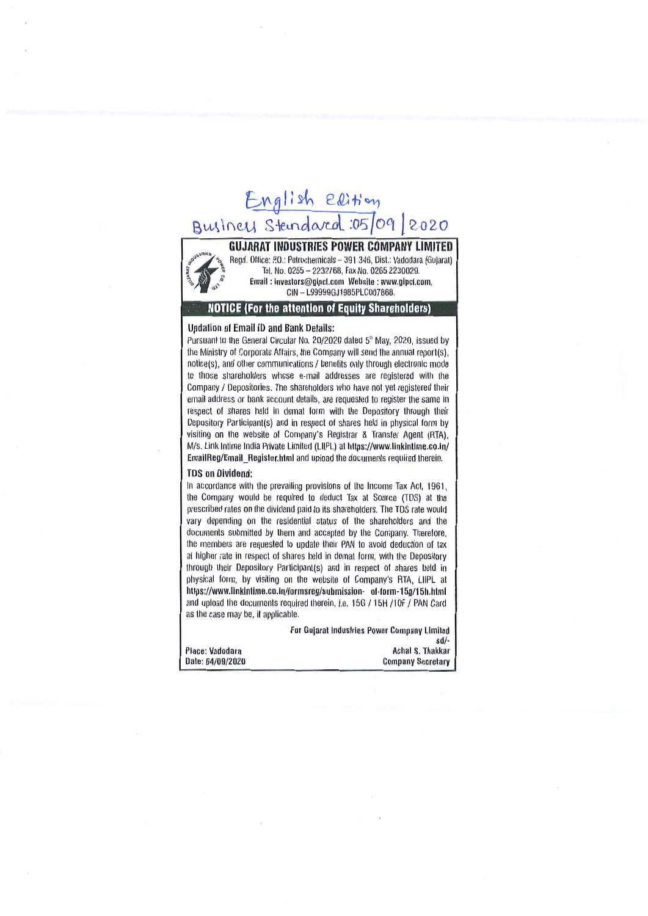English Edition
Business Standard :05/09/2020

# GUJARAT INDUSTRIES POWER COMPANY LIMITED

Regd. Office: P.O.: Petrochemicals – 391 346, Dist.: Vadodara (Gujarat)
Tel. No. 0265 – 2232768, Fax No. 0265 2230029.
Email : investors@gipcl.com Website : www.gipcl.com,
CIN – L99999GJ1985PLC007868.

## NOTICE (For the attention of Equity Shareholders)

**Updation of Email ID and Bank Details:**

Pursuant to the General Circular No. 20/2020 dated 5th May, 2020, issued by the Ministry of Corporate Affairs, the Company will send the annual report(s), notice(s), and other communications / benefits only through electronic mode to those shareholders whose e-mail addresses are registered with the Company / Depositories. The shareholders who have not yet registered their email address or bank account details, are requested to register the same in respect of shares held in demat form with the Depository through their Depository Participant(s) and in respect of shares held in physical form by visiting on the website of Company's Registrar & Transfer Agent (RTA), M/s. Link Intime India Private Limited (LIIPL) at **https://www.linkintime.co.in/EmailReg/Email_Register.html** and upload the documents required therein.

**TDS on Dividend:**

In accordance with the prevailing provisions of the Income Tax Act, 1961, the Company would be required to deduct Tax at Source (TDS) at the prescribed rates on the dividend paid to its shareholders. The TDS rate would vary depending on the residential status of the shareholders and the documents submitted by them and accepted by the Company. Therefore, the members are requested to update their PAN to avoid deduction of tax at higher rate in respect of shares held in demat form, with the Depository through their Depository Participant(s) and in respect of shares held in physical form, by visiting on the website of Company's RTA, LIIPL at **https://www.linkintime.co.in/formsreg/submission- of-form-15g/15h.html** and upload the documents required therein, i.e. 15G / 15H /10F / PAN Card as the case may be, if applicable.

For Gujarat Industries Power Company Limited
sd/-
Achal S. Thakkar
Company Secretary

Place: Vadodara
Date: 04/09/2020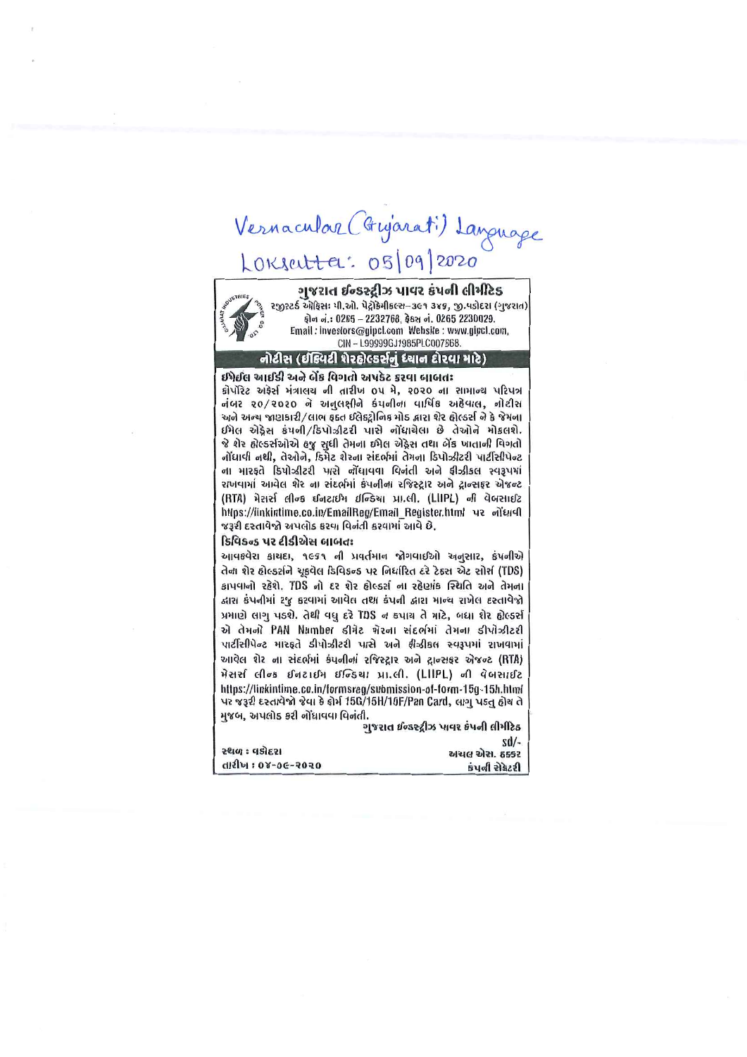Vernacular (Gujarati) Language

Loksatta: 05/09/2020

# ગુજરાત ઈન્ડસ્ટ્રીઝ પાવર કંપની લીમીટેડ

રજીસ્ટર્ડ ઓફિસ: પી.ઓ. પેટ્રોકેમીકલ્સ–૩૯૧ ૩૪૬, જી.વડોદરા (ગુજરાત)
ફોન નં.: 0265 – 2232768, ફેક્સ નં. 0265 2230029.
Email : investors@gipcl.com Website : www.gipcl.com,
CIN – L99999GJ1985PLC007868.

## નોટીસ (ઈક્વિટી શેરહોલ્ડર્સનું ધ્યાન દોરવા માટે)

**ઈમેઈલ આઈડી અને બેંક વિગતો અપડેટ કરવા બાબતઃ**

કોર્પોરેટ અફેર્સ મંત્રાલય ની તારીખ ૦૫ મે, ૨૦૨૦ ના સામાન્ય પરિપત્ર નંબર ૨૦/૨૦૨૦ ને અનુલક્ષીને કંપનીના વાર્ષિક અહેવાલ, નોટીસ અને અન્ય જાણકારી/લાભ ફક્ત ઈલેક્ટ્રોનિક મોડ દ્વારા શેર હોલ્ડર્સ ને કે જેમના ઈમેલ એડ્રેસ કંપની/ડિપોઝીટરી પાસે નોંધાયેલા છે તેઓને મોકલશે. જે શેર હોલ્ડર્સઓએ હજુ સુધી તેમના ઈમેલ એડ્રેસ તથા બેંક ખાતાની વિગતો નોંધાવી નથી, તેઓને, ડિમેટ શેરના સંદર્ભમાં તેમના ડિપોઝીટરી પાર્ટીસીપેન્ટ ના મારફતે ડિપોઝીટરી પાસે નોંધાવવા વિનંતી અને ફીઝીકલ સ્વરૂપમાં રાખવામાં આવેલ શેર ના સંદર્ભમાં કંપનીના રજિસ્ટ્રાર અને ટ્રાન્સફર એજન્ટ (RTA) મેસર્સ લીન્ક ઈનટાઈમ ઈન્ડિયા પ્રા.લી. (LIIPL) ની વેબસાઈટ https://linkintime.co.in/EmailReg/Email_Register.html પર નોંધાવી જરૂરી દસ્તાવેજો અપલોડ કરવા વિનંતી કરવામાં આવે છે.

**ડિવિડન્ડ પર ટીડીએસ બાબતઃ**

આવકવેરા કાયદા, ૧૯૬૧ ની પ્રવર્તમાન જોગવાઈઓ અનુસાર, કંપનીએ તેના શેર હોલ્ડર્સને ચૂકવેલ ડિવિડન્ડ પર નિર્ધારિત દરે ટેક્સ એટ સોર્સ (TDS) કાપવાનો રહેશે. TDS નો દર શેર હોલ્ડર્સ ના રહેણાંક સ્થિતિ અને તેમના દ્વારા કંપનીમાં રજુ કરવામાં આવેલ તથા કંપની દ્વારા માન્ય રાખેલ દસ્તાવેજો પ્રમાણે લાગુ પડશે. તેથી વધુ દરે TDS ન કપાય તે માટે, બધા શેર હોલ્ડર્સ એ તેમનો PAN Number ડીમેટ શેરના સંદર્ભમાં તેમના ડીપોઝીટરી પાર્ટીસીપેન્ટ મારફતે ડીપોઝીટરી પાસે અને ફીઝીકલ સ્વરૂપમાં રાખવામાં આવેલ શેર ના સંદર્ભમાં કંપનીનાં રજિસ્ટ્રાર અને ટ્રાન્સફર એજન્ટ (RTA) મેસર્સ લીન્ક ઈનટાઈમ ઈન્ડિયા પ્રા.લી. (LIIPL) ની વેબસાઈટ https://linkintime.co.in/formsreg/submission-of-form-15g-15h.html પર જરૂરી દસ્તાવેજો જેવા કે ફોર્મ 15G/15H/10F/Pan Card, લાગુ પડતુ હોય તે મુજબ, અપલોડ કરી નોંધાવવા વિનંતી.

ગુજરાત ઈન્ડસ્ટ્રીઝ પાવર કંપની લીમીટેડ

sd/-

અચલ એસ. ઠક્કર

કંપની સેક્રેટરી

સ્થળ : વડોદરા

તારીખ : ૦૪-૦૯-૨૦૨૦